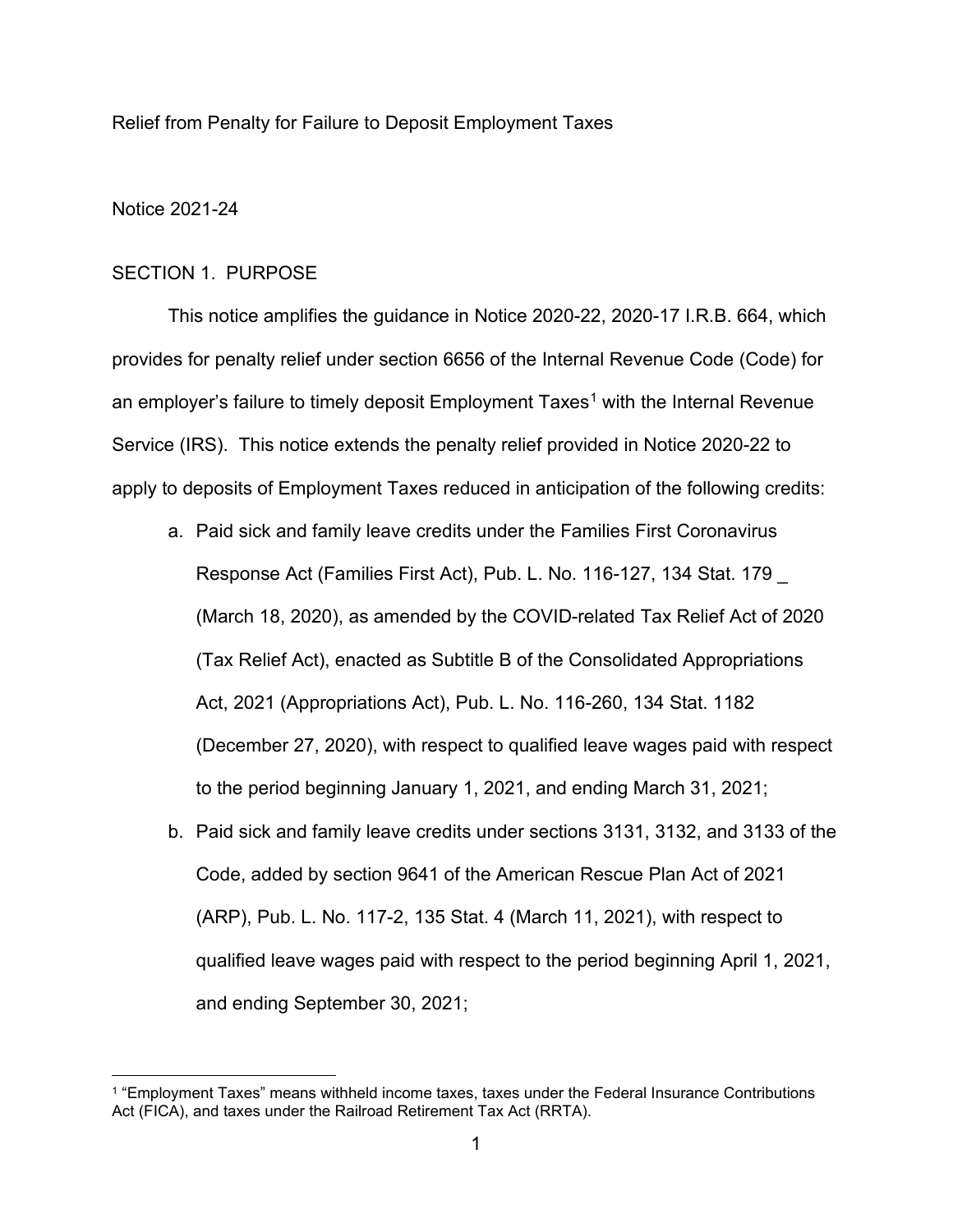Relief from Penalty for Failure to Deposit Employment Taxes

Notice 2021-24

## SECTION 1. PURPOSE

This notice amplifies the guidance in Notice 2020-22, 2020-17 I.R.B. 664, which provides for penalty relief under section 6656 of the Internal Revenue Code (Code) for an employer's failure to timely deposit Employment Taxes[1] with the Internal Revenue Service (IRS). This notice extends the penalty relief provided in Notice 2020-22 to apply to deposits of Employment Taxes reduced in anticipation of the following credits:

a. Paid sick and family leave credits under the Families First Coronavirus Response Act (Families First Act), Pub. L. No. 116-127, 134 Stat. 179 _ (March 18, 2020), as amended by the COVID-related Tax Relief Act of 2020 (Tax Relief Act), enacted as Subtitle B of the Consolidated Appropriations Act, 2021 (Appropriations Act), Pub. L. No. 116-260, 134 Stat. 1182 (December 27, 2020), with respect to qualified leave wages paid with respect to the period beginning January 1, 2021, and ending March 31, 2021;

b. Paid sick and family leave credits under sections 3131, 3132, and 3133 of the Code, added by section 9641 of the American Rescue Plan Act of 2021 (ARP), Pub. L. No. 117-2, 135 Stat. 4 (March 11, 2021), with respect to qualified leave wages paid with respect to the period beginning April 1, 2021, and ending September 30, 2021;

[1] "Employment Taxes" means withheld income taxes, taxes under the Federal Insurance Contributions Act (FICA), and taxes under the Railroad Retirement Tax Act (RRTA).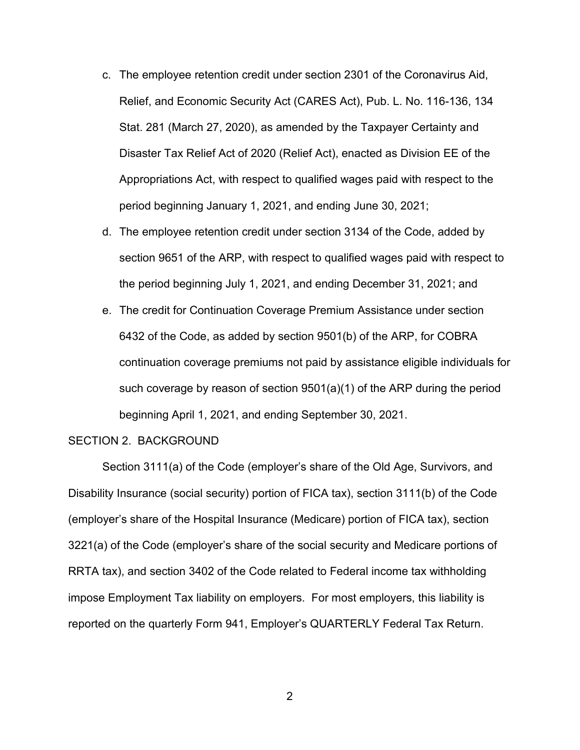c. The employee retention credit under section 2301 of the Coronavirus Aid, Relief, and Economic Security Act (CARES Act), Pub. L. No. 116-136, 134 Stat. 281 (March 27, 2020), as amended by the Taxpayer Certainty and Disaster Tax Relief Act of 2020 (Relief Act), enacted as Division EE of the Appropriations Act, with respect to qualified wages paid with respect to the period beginning January 1, 2021, and ending June 30, 2021;

d. The employee retention credit under section 3134 of the Code, added by section 9651 of the ARP, with respect to qualified wages paid with respect to the period beginning July 1, 2021, and ending December 31, 2021; and

e. The credit for Continuation Coverage Premium Assistance under section 6432 of the Code, as added by section 9501(b) of the ARP, for COBRA continuation coverage premiums not paid by assistance eligible individuals for such coverage by reason of section 9501(a)(1) of the ARP during the period beginning April 1, 2021, and ending September 30, 2021.

SECTION 2. BACKGROUND

Section 3111(a) of the Code (employer's share of the Old Age, Survivors, and Disability Insurance (social security) portion of FICA tax), section 3111(b) of the Code (employer's share of the Hospital Insurance (Medicare) portion of FICA tax), section 3221(a) of the Code (employer's share of the social security and Medicare portions of RRTA tax), and section 3402 of the Code related to Federal income tax withholding impose Employment Tax liability on employers. For most employers, this liability is reported on the quarterly Form 941, Employer's QUARTERLY Federal Tax Return.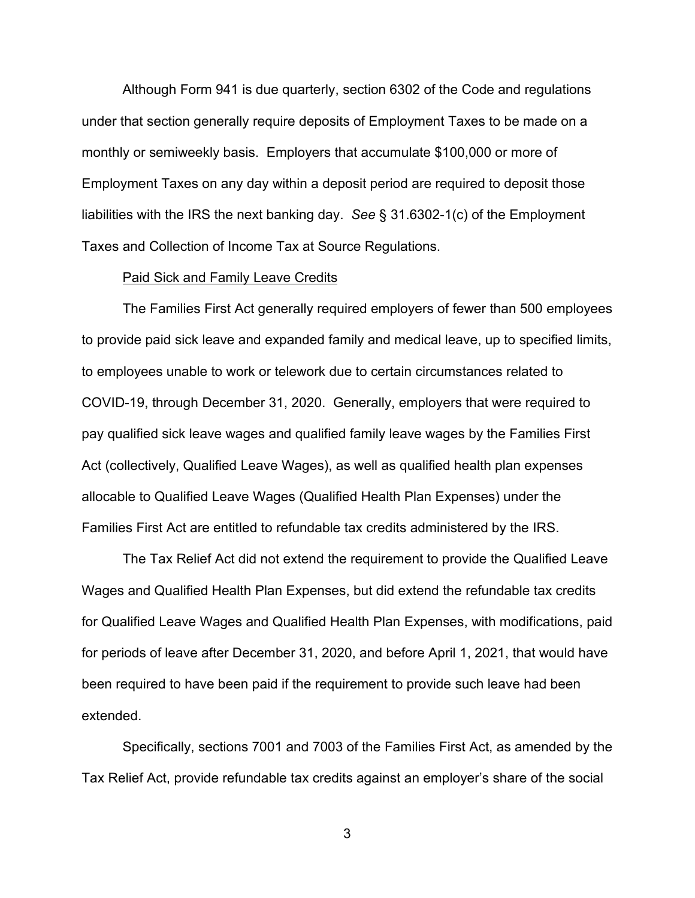Although Form 941 is due quarterly, section 6302 of the Code and regulations under that section generally require deposits of Employment Taxes to be made on a monthly or semiweekly basis. Employers that accumulate $100,000 or more of Employment Taxes on any day within a deposit period are required to deposit those liabilities with the IRS the next banking day. *See* § 31.6302-1(c) of the Employment Taxes and Collection of Income Tax at Source Regulations.

Paid Sick and Family Leave Credits

The Families First Act generally required employers of fewer than 500 employees to provide paid sick leave and expanded family and medical leave, up to specified limits, to employees unable to work or telework due to certain circumstances related to COVID-19, through December 31, 2020. Generally, employers that were required to pay qualified sick leave wages and qualified family leave wages by the Families First Act (collectively, Qualified Leave Wages), as well as qualified health plan expenses allocable to Qualified Leave Wages (Qualified Health Plan Expenses) under the Families First Act are entitled to refundable tax credits administered by the IRS.

The Tax Relief Act did not extend the requirement to provide the Qualified Leave Wages and Qualified Health Plan Expenses, but did extend the refundable tax credits for Qualified Leave Wages and Qualified Health Plan Expenses, with modifications, paid for periods of leave after December 31, 2020, and before April 1, 2021, that would have been required to have been paid if the requirement to provide such leave had been extended.

Specifically, sections 7001 and 7003 of the Families First Act, as amended by the Tax Relief Act, provide refundable tax credits against an employer's share of the social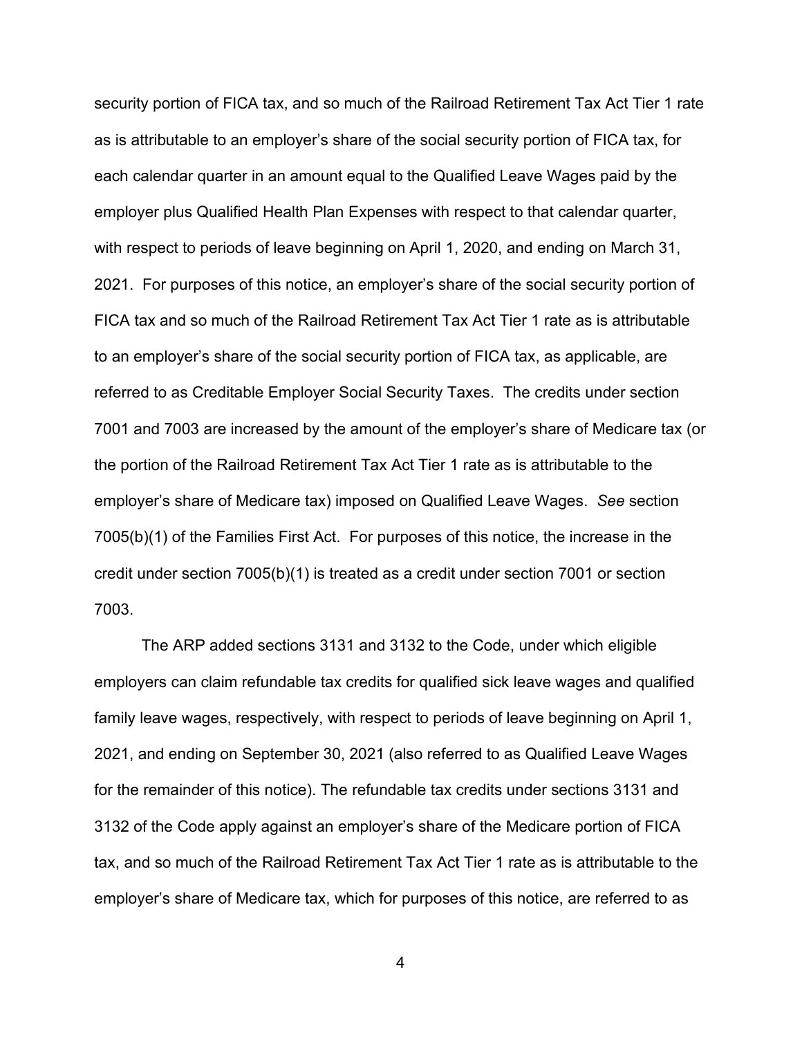security portion of FICA tax, and so much of the Railroad Retirement Tax Act Tier 1 rate as is attributable to an employer's share of the social security portion of FICA tax, for each calendar quarter in an amount equal to the Qualified Leave Wages paid by the employer plus Qualified Health Plan Expenses with respect to that calendar quarter, with respect to periods of leave beginning on April 1, 2020, and ending on March 31, 2021. For purposes of this notice, an employer's share of the social security portion of FICA tax and so much of the Railroad Retirement Tax Act Tier 1 rate as is attributable to an employer's share of the social security portion of FICA tax, as applicable, are referred to as Creditable Employer Social Security Taxes. The credits under section 7001 and 7003 are increased by the amount of the employer's share of Medicare tax (or the portion of the Railroad Retirement Tax Act Tier 1 rate as is attributable to the employer's share of Medicare tax) imposed on Qualified Leave Wages. *See* section 7005(b)(1) of the Families First Act. For purposes of this notice, the increase in the credit under section 7005(b)(1) is treated as a credit under section 7001 or section 7003.

The ARP added sections 3131 and 3132 to the Code, under which eligible employers can claim refundable tax credits for qualified sick leave wages and qualified family leave wages, respectively, with respect to periods of leave beginning on April 1, 2021, and ending on September 30, 2021 (also referred to as Qualified Leave Wages for the remainder of this notice). The refundable tax credits under sections 3131 and 3132 of the Code apply against an employer's share of the Medicare portion of FICA tax, and so much of the Railroad Retirement Tax Act Tier 1 rate as is attributable to the employer's share of Medicare tax, which for purposes of this notice, are referred to as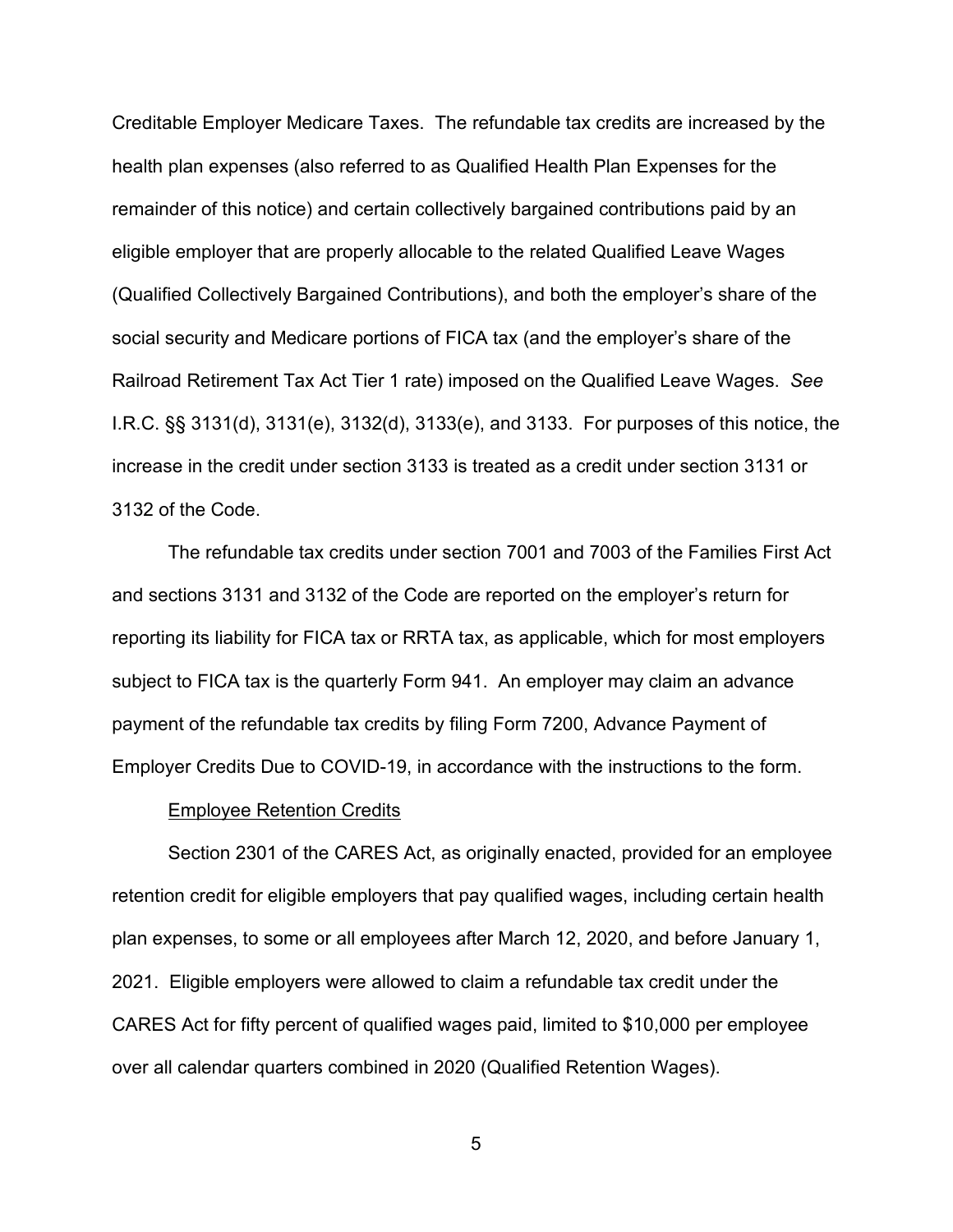Creditable Employer Medicare Taxes. The refundable tax credits are increased by the health plan expenses (also referred to as Qualified Health Plan Expenses for the remainder of this notice) and certain collectively bargained contributions paid by an eligible employer that are properly allocable to the related Qualified Leave Wages (Qualified Collectively Bargained Contributions), and both the employer's share of the social security and Medicare portions of FICA tax (and the employer's share of the Railroad Retirement Tax Act Tier 1 rate) imposed on the Qualified Leave Wages. *See* I.R.C. §§ 3131(d), 3131(e), 3132(d), 3133(e), and 3133. For purposes of this notice, the increase in the credit under section 3133 is treated as a credit under section 3131 or 3132 of the Code.

The refundable tax credits under section 7001 and 7003 of the Families First Act and sections 3131 and 3132 of the Code are reported on the employer's return for reporting its liability for FICA tax or RRTA tax, as applicable, which for most employers subject to FICA tax is the quarterly Form 941. An employer may claim an advance payment of the refundable tax credits by filing Form 7200, Advance Payment of Employer Credits Due to COVID-19, in accordance with the instructions to the form.

Employee Retention Credits

Section 2301 of the CARES Act, as originally enacted, provided for an employee retention credit for eligible employers that pay qualified wages, including certain health plan expenses, to some or all employees after March 12, 2020, and before January 1, 2021. Eligible employers were allowed to claim a refundable tax credit under the CARES Act for fifty percent of qualified wages paid, limited to $10,000 per employee over all calendar quarters combined in 2020 (Qualified Retention Wages).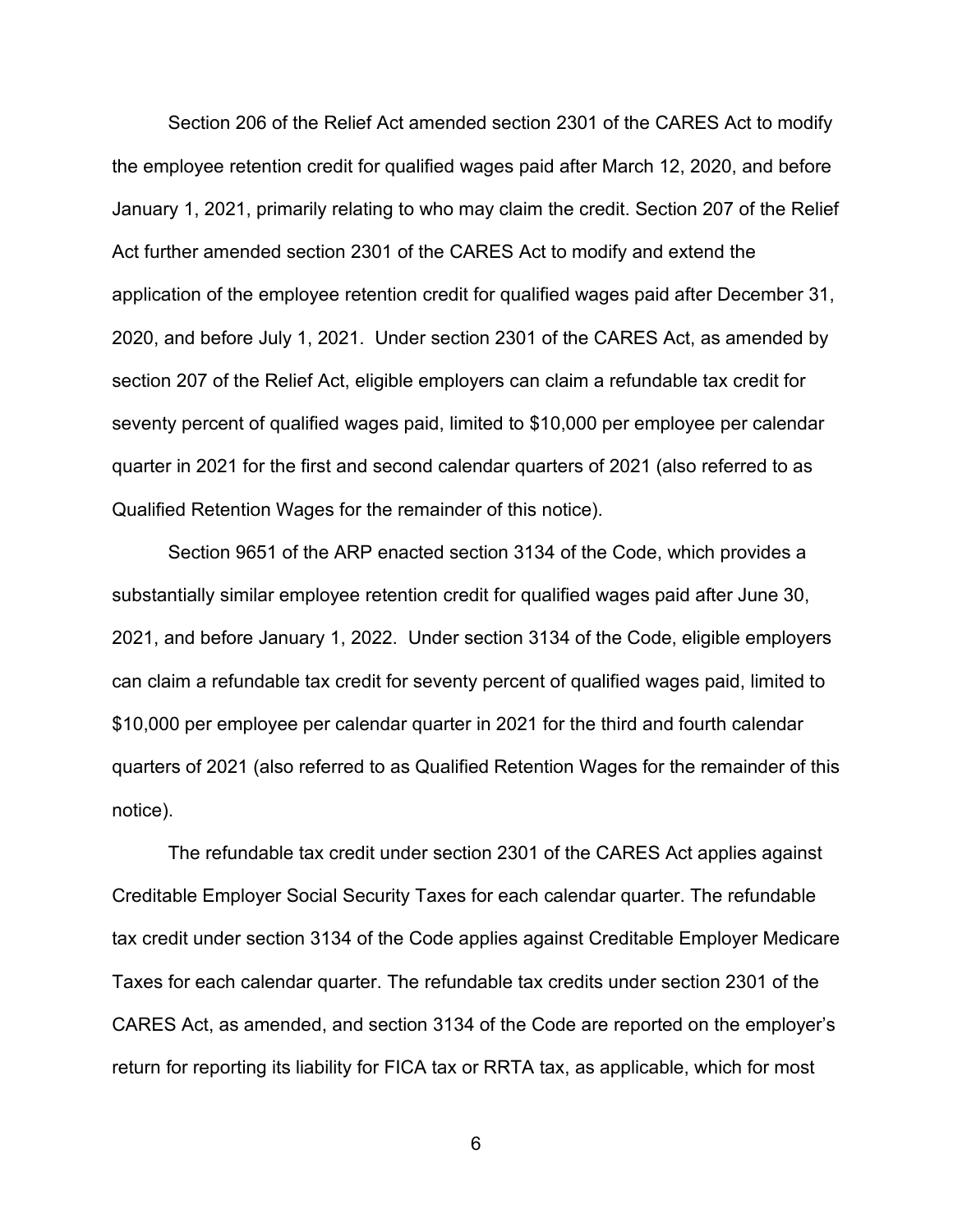Section 206 of the Relief Act amended section 2301 of the CARES Act to modify the employee retention credit for qualified wages paid after March 12, 2020, and before January 1, 2021, primarily relating to who may claim the credit. Section 207 of the Relief Act further amended section 2301 of the CARES Act to modify and extend the application of the employee retention credit for qualified wages paid after December 31, 2020, and before July 1, 2021. Under section 2301 of the CARES Act, as amended by section 207 of the Relief Act, eligible employers can claim a refundable tax credit for seventy percent of qualified wages paid, limited to $10,000 per employee per calendar quarter in 2021 for the first and second calendar quarters of 2021 (also referred to as Qualified Retention Wages for the remainder of this notice).

Section 9651 of the ARP enacted section 3134 of the Code, which provides a substantially similar employee retention credit for qualified wages paid after June 30, 2021, and before January 1, 2022. Under section 3134 of the Code, eligible employers can claim a refundable tax credit for seventy percent of qualified wages paid, limited to $10,000 per employee per calendar quarter in 2021 for the third and fourth calendar quarters of 2021 (also referred to as Qualified Retention Wages for the remainder of this notice).

The refundable tax credit under section 2301 of the CARES Act applies against Creditable Employer Social Security Taxes for each calendar quarter. The refundable tax credit under section 3134 of the Code applies against Creditable Employer Medicare Taxes for each calendar quarter. The refundable tax credits under section 2301 of the CARES Act, as amended, and section 3134 of the Code are reported on the employer's return for reporting its liability for FICA tax or RRTA tax, as applicable, which for most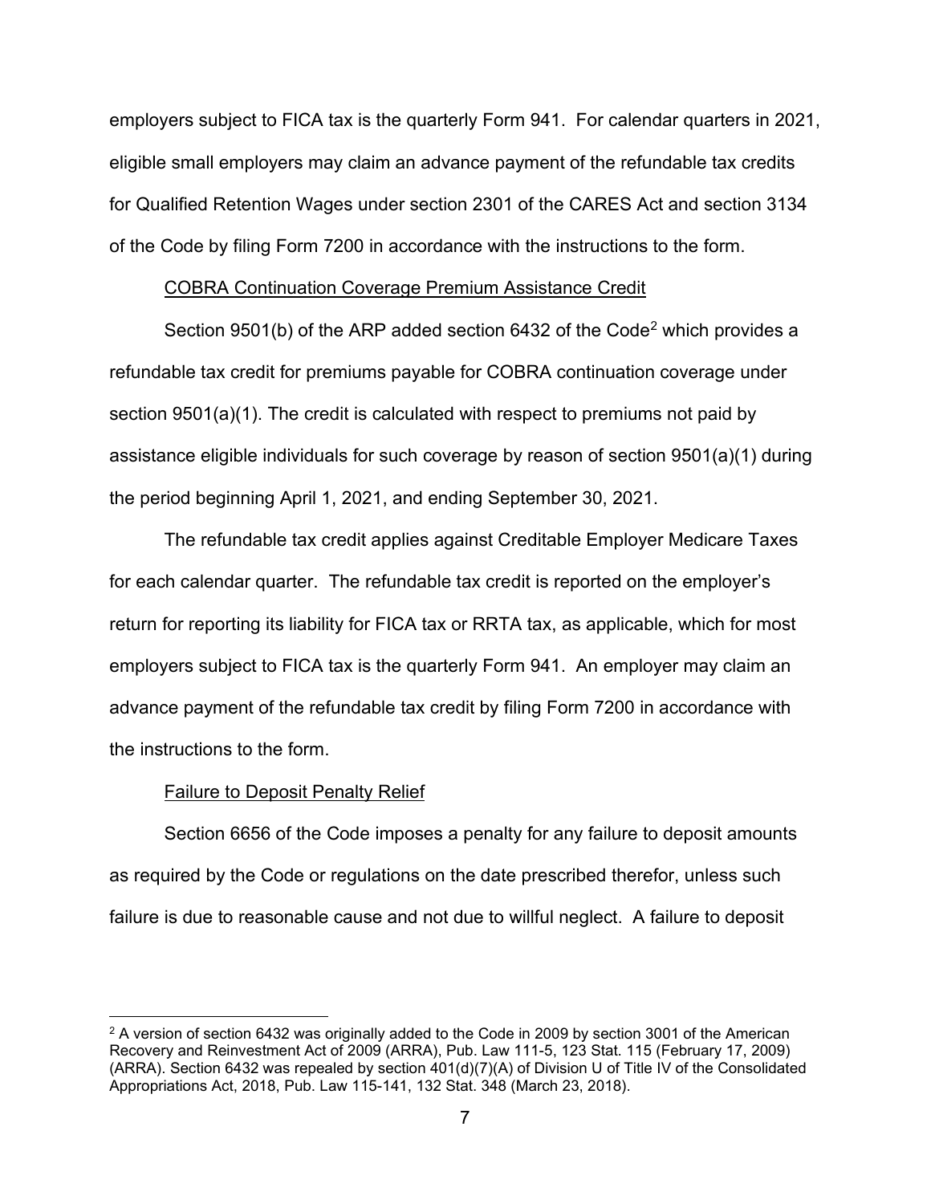employers subject to FICA tax is the quarterly Form 941. For calendar quarters in 2021, eligible small employers may claim an advance payment of the refundable tax credits for Qualified Retention Wages under section 2301 of the CARES Act and section 3134 of the Code by filing Form 7200 in accordance with the instructions to the form.

COBRA Continuation Coverage Premium Assistance Credit

Section 9501(b) of the ARP added section 6432 of the Code[2] which provides a refundable tax credit for premiums payable for COBRA continuation coverage under section 9501(a)(1). The credit is calculated with respect to premiums not paid by assistance eligible individuals for such coverage by reason of section 9501(a)(1) during the period beginning April 1, 2021, and ending September 30, 2021.

The refundable tax credit applies against Creditable Employer Medicare Taxes for each calendar quarter. The refundable tax credit is reported on the employer's return for reporting its liability for FICA tax or RRTA tax, as applicable, which for most employers subject to FICA tax is the quarterly Form 941. An employer may claim an advance payment of the refundable tax credit by filing Form 7200 in accordance with the instructions to the form.

Failure to Deposit Penalty Relief

Section 6656 of the Code imposes a penalty for any failure to deposit amounts as required by the Code or regulations on the date prescribed therefor, unless such failure is due to reasonable cause and not due to willful neglect. A failure to deposit

[2] A version of section 6432 was originally added to the Code in 2009 by section 3001 of the American Recovery and Reinvestment Act of 2009 (ARRA), Pub. Law 111-5, 123 Stat. 115 (February 17, 2009) (ARRA). Section 6432 was repealed by section 401(d)(7)(A) of Division U of Title IV of the Consolidated Appropriations Act, 2018, Pub. Law 115-141, 132 Stat. 348 (March 23, 2018).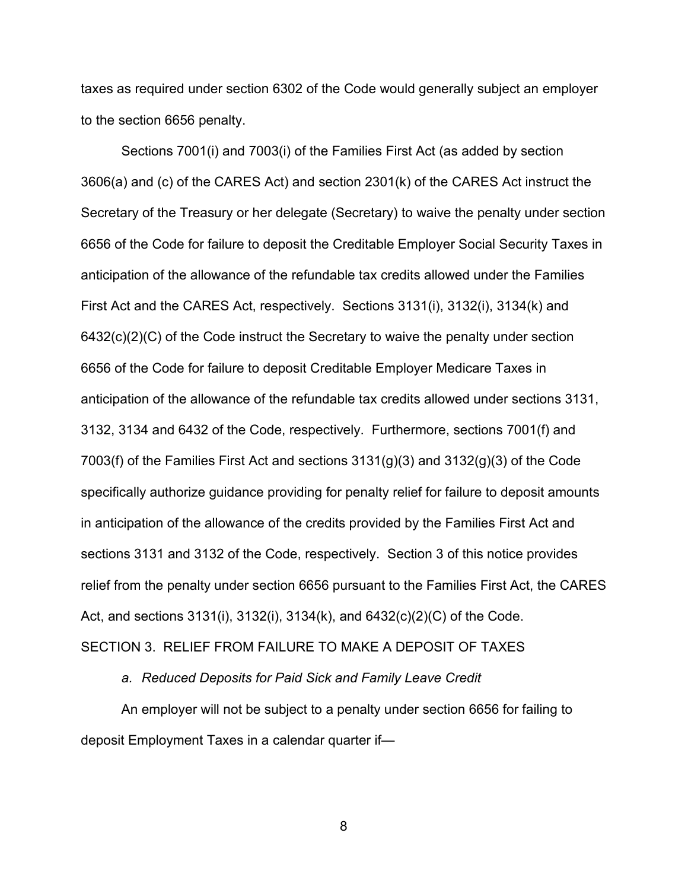taxes as required under section 6302 of the Code would generally subject an employer to the section 6656 penalty.

Sections 7001(i) and 7003(i) of the Families First Act (as added by section 3606(a) and (c) of the CARES Act) and section 2301(k) of the CARES Act instruct the Secretary of the Treasury or her delegate (Secretary) to waive the penalty under section 6656 of the Code for failure to deposit the Creditable Employer Social Security Taxes in anticipation of the allowance of the refundable tax credits allowed under the Families First Act and the CARES Act, respectively. Sections 3131(i), 3132(i), 3134(k) and 6432(c)(2)(C) of the Code instruct the Secretary to waive the penalty under section 6656 of the Code for failure to deposit Creditable Employer Medicare Taxes in anticipation of the allowance of the refundable tax credits allowed under sections 3131, 3132, 3134 and 6432 of the Code, respectively. Furthermore, sections 7001(f) and 7003(f) of the Families First Act and sections 3131(g)(3) and 3132(g)(3) of the Code specifically authorize guidance providing for penalty relief for failure to deposit amounts in anticipation of the allowance of the credits provided by the Families First Act and sections 3131 and 3132 of the Code, respectively. Section 3 of this notice provides relief from the penalty under section 6656 pursuant to the Families First Act, the CARES Act, and sections 3131(i), 3132(i), 3134(k), and 6432(c)(2)(C) of the Code.

## SECTION 3. RELIEF FROM FAILURE TO MAKE A DEPOSIT OF TAXES

### *a. Reduced Deposits for Paid Sick and Family Leave Credit*

An employer will not be subject to a penalty under section 6656 for failing to deposit Employment Taxes in a calendar quarter if—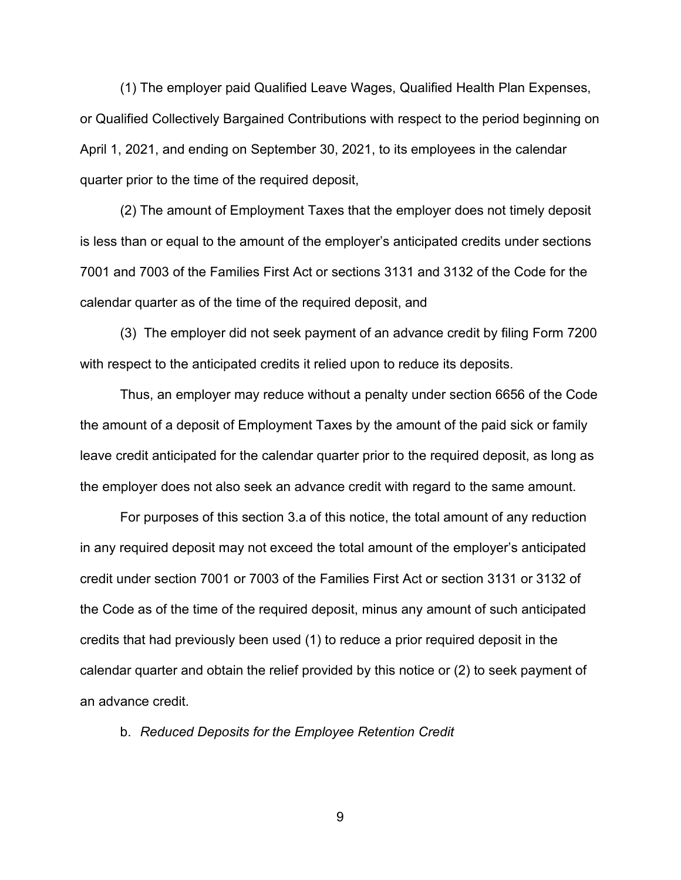(1) The employer paid Qualified Leave Wages, Qualified Health Plan Expenses, or Qualified Collectively Bargained Contributions with respect to the period beginning on April 1, 2021, and ending on September 30, 2021, to its employees in the calendar quarter prior to the time of the required deposit,

(2) The amount of Employment Taxes that the employer does not timely deposit is less than or equal to the amount of the employer's anticipated credits under sections 7001 and 7003 of the Families First Act or sections 3131 and 3132 of the Code for the calendar quarter as of the time of the required deposit, and

(3) The employer did not seek payment of an advance credit by filing Form 7200 with respect to the anticipated credits it relied upon to reduce its deposits.

Thus, an employer may reduce without a penalty under section 6656 of the Code the amount of a deposit of Employment Taxes by the amount of the paid sick or family leave credit anticipated for the calendar quarter prior to the required deposit, as long as the employer does not also seek an advance credit with regard to the same amount.

For purposes of this section 3.a of this notice, the total amount of any reduction in any required deposit may not exceed the total amount of the employer's anticipated credit under section 7001 or 7003 of the Families First Act or section 3131 or 3132 of the Code as of the time of the required deposit, minus any amount of such anticipated credits that had previously been used (1) to reduce a prior required deposit in the calendar quarter and obtain the relief provided by this notice or (2) to seek payment of an advance credit.

b. *Reduced Deposits for the Employee Retention Credit*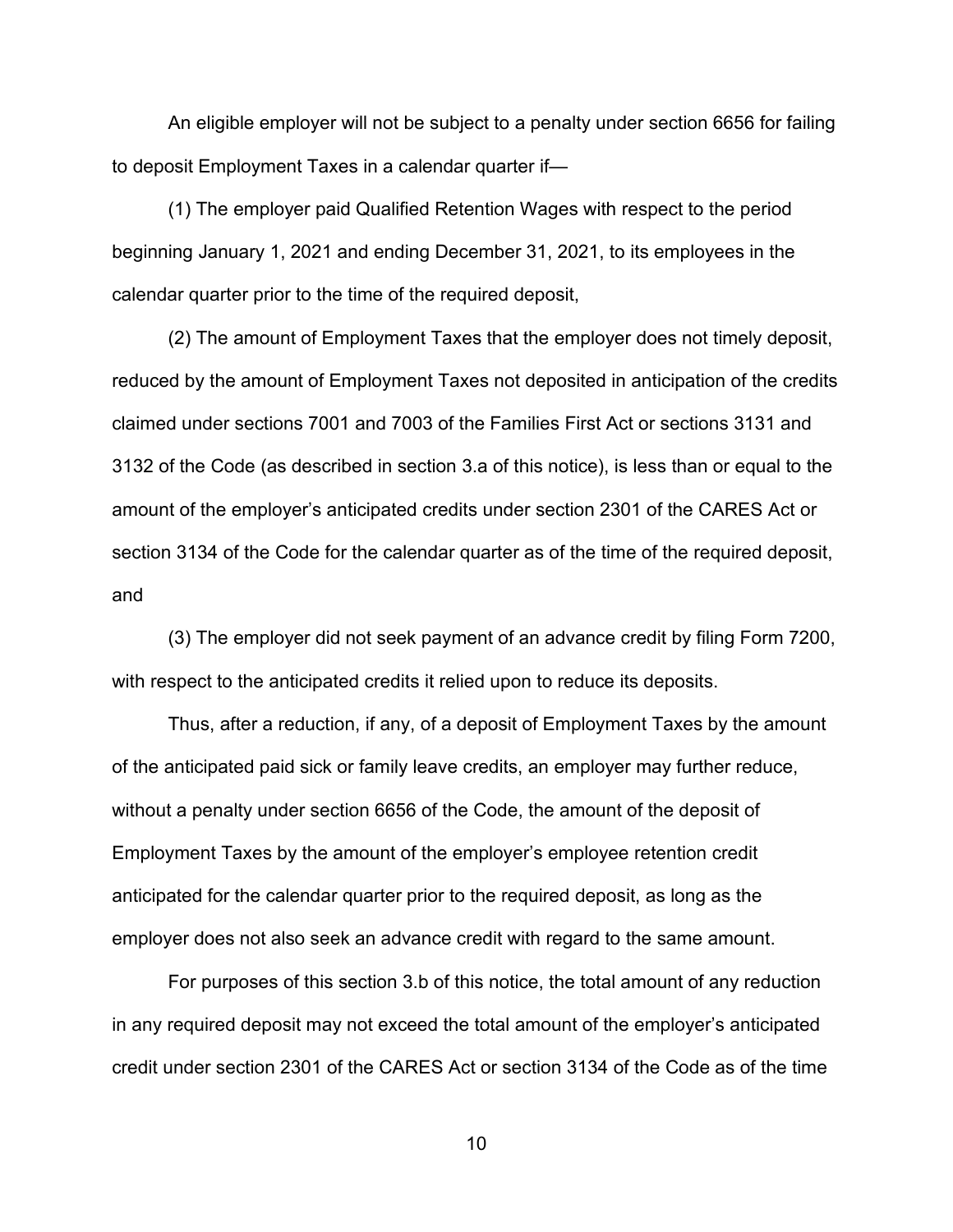An eligible employer will not be subject to a penalty under section 6656 for failing to deposit Employment Taxes in a calendar quarter if—

(1) The employer paid Qualified Retention Wages with respect to the period beginning January 1, 2021 and ending December 31, 2021, to its employees in the calendar quarter prior to the time of the required deposit,

(2) The amount of Employment Taxes that the employer does not timely deposit, reduced by the amount of Employment Taxes not deposited in anticipation of the credits claimed under sections 7001 and 7003 of the Families First Act or sections 3131 and 3132 of the Code (as described in section 3.a of this notice), is less than or equal to the amount of the employer's anticipated credits under section 2301 of the CARES Act or section 3134 of the Code for the calendar quarter as of the time of the required deposit, and

(3) The employer did not seek payment of an advance credit by filing Form 7200, with respect to the anticipated credits it relied upon to reduce its deposits.

Thus, after a reduction, if any, of a deposit of Employment Taxes by the amount of the anticipated paid sick or family leave credits, an employer may further reduce, without a penalty under section 6656 of the Code, the amount of the deposit of Employment Taxes by the amount of the employer's employee retention credit anticipated for the calendar quarter prior to the required deposit, as long as the employer does not also seek an advance credit with regard to the same amount.

For purposes of this section 3.b of this notice, the total amount of any reduction in any required deposit may not exceed the total amount of the employer's anticipated credit under section 2301 of the CARES Act or section 3134 of the Code as of the time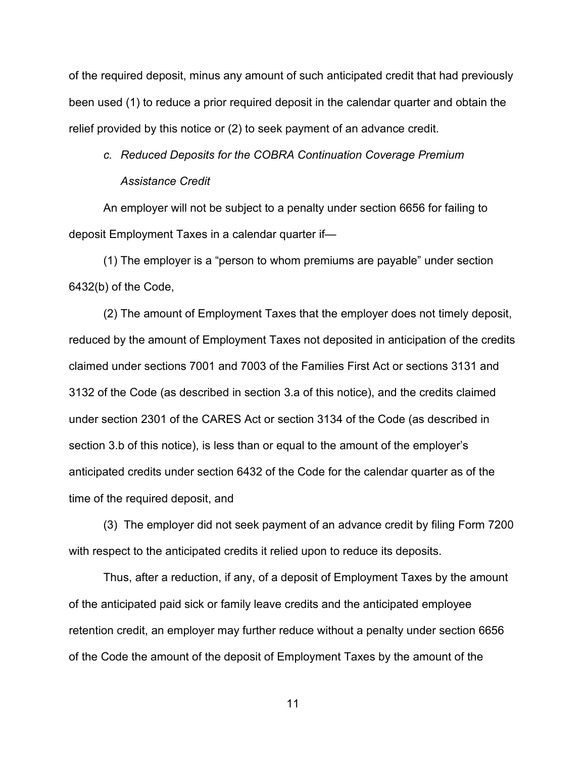of the required deposit, minus any amount of such anticipated credit that had previously been used (1) to reduce a prior required deposit in the calendar quarter and obtain the relief provided by this notice or (2) to seek payment of an advance credit.

### *c. Reduced Deposits for the COBRA Continuation Coverage Premium Assistance Credit*

An employer will not be subject to a penalty under section 6656 for failing to deposit Employment Taxes in a calendar quarter if—

(1) The employer is a "person to whom premiums are payable" under section 6432(b) of the Code,

(2) The amount of Employment Taxes that the employer does not timely deposit, reduced by the amount of Employment Taxes not deposited in anticipation of the credits claimed under sections 7001 and 7003 of the Families First Act or sections 3131 and 3132 of the Code (as described in section 3.a of this notice), and the credits claimed under section 2301 of the CARES Act or section 3134 of the Code (as described in section 3.b of this notice), is less than or equal to the amount of the employer's anticipated credits under section 6432 of the Code for the calendar quarter as of the time of the required deposit, and

(3) The employer did not seek payment of an advance credit by filing Form 7200 with respect to the anticipated credits it relied upon to reduce its deposits.

Thus, after a reduction, if any, of a deposit of Employment Taxes by the amount of the anticipated paid sick or family leave credits and the anticipated employee retention credit, an employer may further reduce without a penalty under section 6656 of the Code the amount of the deposit of Employment Taxes by the amount of the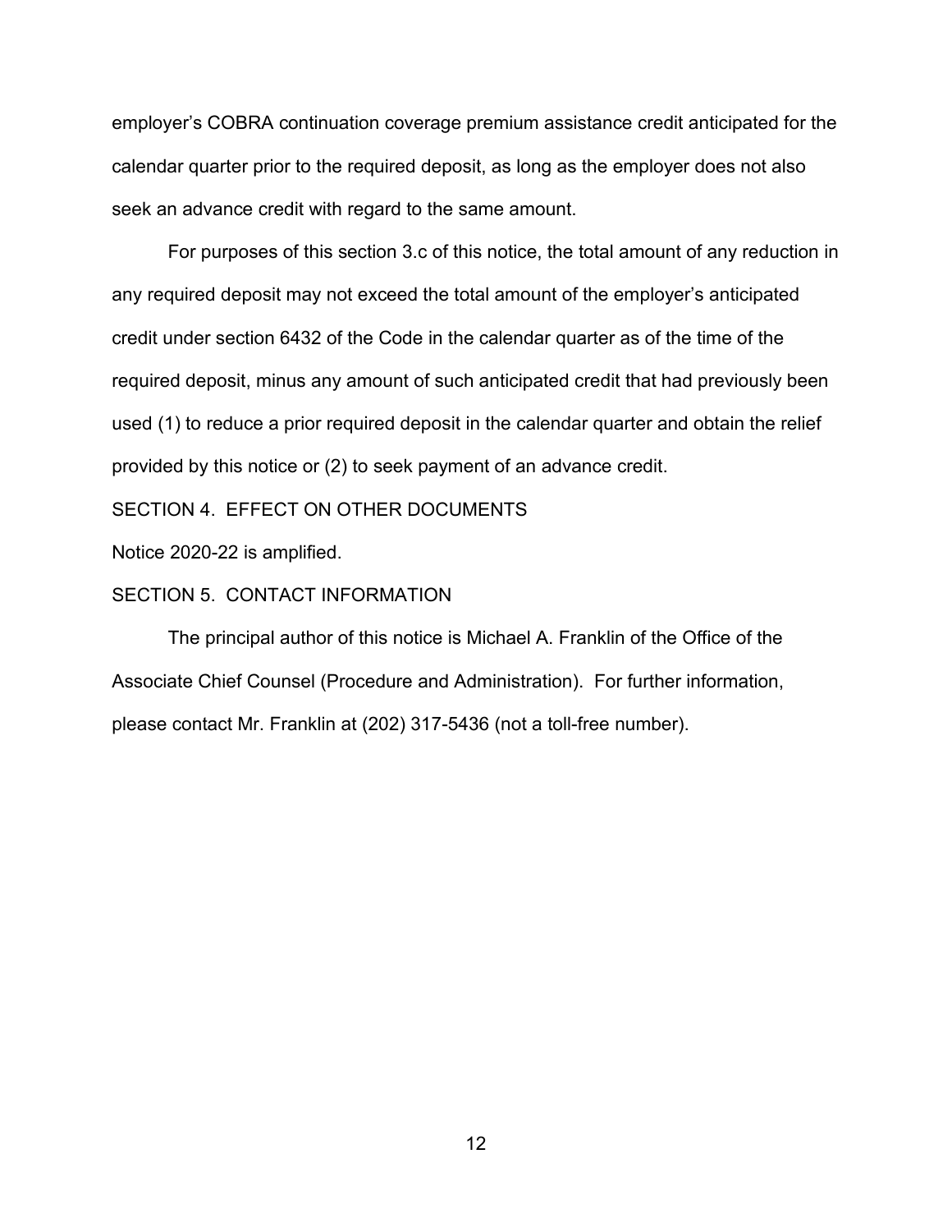employer's COBRA continuation coverage premium assistance credit anticipated for the calendar quarter prior to the required deposit, as long as the employer does not also seek an advance credit with regard to the same amount.

For purposes of this section 3.c of this notice, the total amount of any reduction in any required deposit may not exceed the total amount of the employer's anticipated credit under section 6432 of the Code in the calendar quarter as of the time of the required deposit, minus any amount of such anticipated credit that had previously been used (1) to reduce a prior required deposit in the calendar quarter and obtain the relief provided by this notice or (2) to seek payment of an advance credit.

## SECTION 4. EFFECT ON OTHER DOCUMENTS

Notice 2020-22 is amplified.

## SECTION 5. CONTACT INFORMATION

The principal author of this notice is Michael A. Franklin of the Office of the Associate Chief Counsel (Procedure and Administration). For further information, please contact Mr. Franklin at (202) 317-5436 (not a toll-free number).